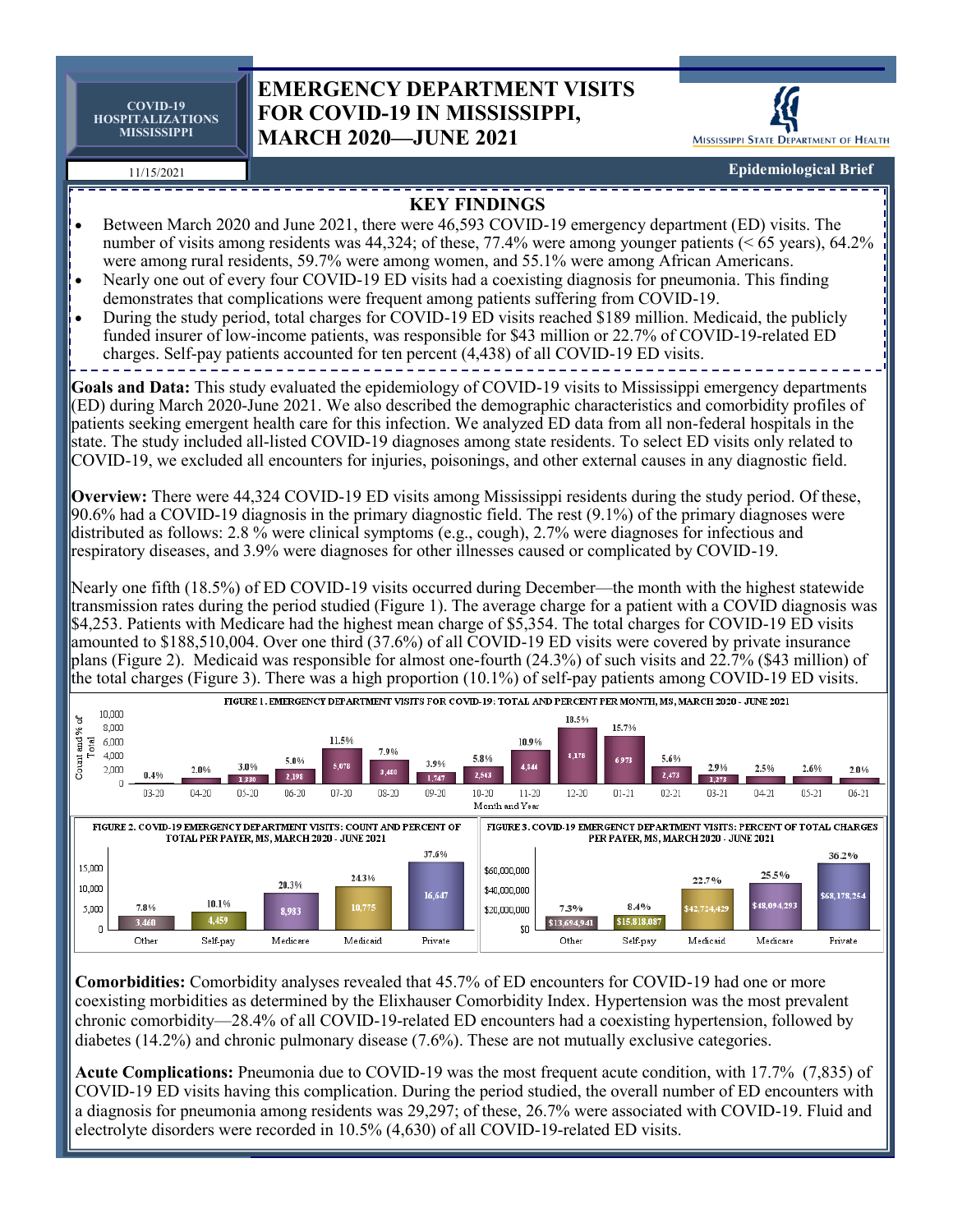COVID-19 HOSPITALIZATIONS MISSISSIPPI

11/15/2021

# EMERGENCY DEPARTMENT VISITS FOR COVID-19 IN MISSISSIPPI, MARCH 2020—JUNE 2021

MISSISSIPPI STATE DEPARTMENT OF HEALTH

**Epidemiological Brief**

## KEY FINDINGS

- Between March 2020 and June 2021, there were 46,593 COVID-19 emergency department (ED) visits. The number of visits among residents was 44,324; of these, 77.4% were among younger patients (< 65 years), 64.2% were among rural residents, 59.7% were among women, and 55.1% were among African Americans.
- Nearly one out of every four COVID-19 ED visits had a coexisting diagnosis for pneumonia. This finding demonstrates that complications were frequent among patients suffering from COVID-19.
- During the study period, total charges for COVID-19 ED visits reached $189 million. Medicaid, the publicly funded insurer of low-income patients, was responsible for $43 million or 22.7% of COVID-19-related ED charges. Self-pay patients accounted for ten percent (4,438) of all COVID-19 ED visits.

**Goals and Data:** This study evaluated the epidemiology of COVID-19 visits to Mississippi emergency departments (ED) during March 2020-June 2021. We also described the demographic characteristics and comorbidity profiles of patients seeking emergent health care for this infection. We analyzed ED data from all non-federal hospitals in the state. The study included all-listed COVID-19 diagnoses among state residents. To select ED visits only related to COVID-19, we excluded all encounters for injuries, poisonings, and other external causes in any diagnostic field.

**Overview:** There were 44,324 COVID-19 ED visits among Mississippi residents during the study period. Of these, 90.6% had a COVID-19 diagnosis in the primary diagnostic field. The rest (9.1%) of the primary diagnoses were distributed as follows: 2.8 % were clinical symptoms (e.g., cough), 2.7% were diagnoses for infectious and respiratory diseases, and 3.9% were diagnoses for other illnesses caused or complicated by COVID-19.

Nearly one fifth (18.5%) of ED COVID-19 visits occurred during December—the month with the highest statewide transmission rates during the period studied (Figure 1). The average charge for a patient with a COVID diagnosis was $4,253. Patients with Medicare had the highest mean charge of $5,354. The total charges for COVID-19 ED visits amounted to $188,510,004. Over one third (37.6%) of all COVID-19 ED visits were covered by private insurance plans (Figure 2). Medicaid was responsible for almost one-fourth (24.3%) of such visits and 22.7% ($43 million) of the total charges (Figure 3). There was a high proportion (10.1%) of self-pay patients among COVID-19 ED visits.

**FIGURE 1. EMERGENCY DEPARTMENT VISITS FOR COVID-19: TOTAL AND PERCENT PER MONTH, MS, MARCH 2020 - JUNE 2021**

| Month and Year | 03-20 | 04-20 | 05-20 | 06-20 | 07-20 | 08-20 | 09-20 | 10-20 | 11-20 | 12-20 | 01-21 | 02-21 | 03-21 | 04-21 | 05-21 | 06-21 |
|---|---|---|---|---|---|---|---|---|---|---|---|---|---|---|---|---|
| Count | | | 1,330 | 2,198 | 5,078 | 3,480 | 1,747 | 2,543 | 4,844 | 8,178 | 6,973 | 2,473 | 1,273 | | | |
| Percent | 0.4% | 2.0% | 3.0% | 5.0% | 11.5% | 7.9% | 3.9% | 5.8% | 10.9% | 18.5% | 15.7% | 5.6% | 2.9% | 2.5% | 2.6% | 2.0% |

**FIGURE 2. COVID-19 EMERGENCY DEPARTMENT VISITS: COUNT AND PERCENT OF TOTAL PER PAYER, MS, MARCH 2020 - JUNE 2021**

| Payer | Count | Percent |
|---|---|---|
| Other | 3,460 | 7.8% |
| Self-pay | 4,459 | 10.1% |
| Medicare | 8,983 | 20.3% |
| Medicaid | 10,775 | 24.3% |
| Private | 16,647 | 37.6% |

**FIGURE 3. COVID-19 EMERGENCY DEPARTMENT VISITS: PERCENT OF TOTAL CHARGES PER PAYER, MS, MARCH 2020 - JUNE 2021**

| Payer | Charges | Percent |
|---|---|---|
| Other | $13,694,941 | 7.3% |
| Self-pay | $15,818,087 | 8.4% |
| Medicaid | $42,724,429 | 22.7% |
| Medicare | $48,094,293 | 25.5% |
| Private | $68,178,254 | 36.2% |

**Comorbidities:** Comorbidity analyses revealed that 45.7% of ED encounters for COVID-19 had one or more coexisting morbidities as determined by the Elixhauser Comorbidity Index. Hypertension was the most prevalent chronic comorbidity—28.4% of all COVID-19-related ED encounters had a coexisting hypertension, followed by diabetes (14.2%) and chronic pulmonary disease (7.6%). These are not mutually exclusive categories.

**Acute Complications:** Pneumonia due to COVID-19 was the most frequent acute condition, with 17.7% (7,835) of COVID-19 ED visits having this complication. During the period studied, the overall number of ED encounters with a diagnosis for pneumonia among residents was 29,297; of these, 26.7% were associated with COVID-19. Fluid and electrolyte disorders were recorded in 10.5% (4,630) of all COVID-19-related ED visits.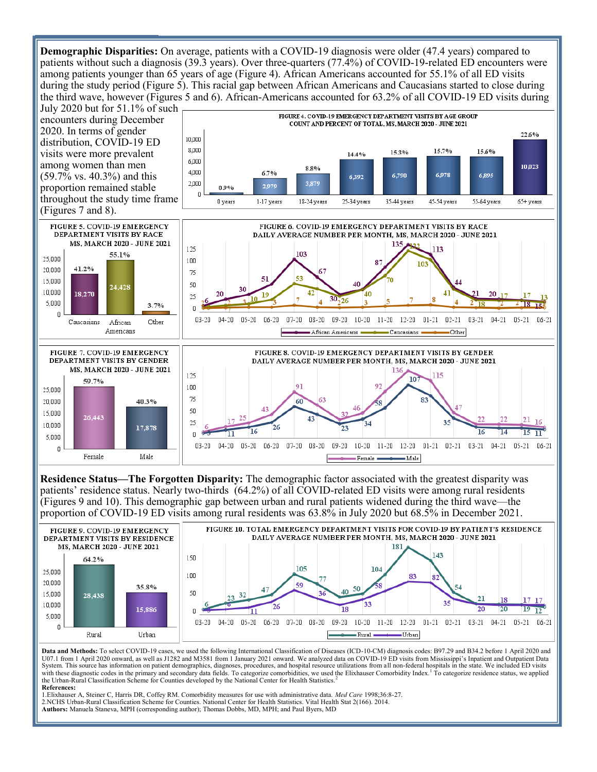**Demographic Disparities:** On average, patients with a COVID-19 diagnosis were older (47.4 years) compared to patients without such a diagnosis (39.3 years). Over three-quarters (77.4%) of COVID-19-related ED encounters were among patients younger than 65 years of age (Figure 4). African Americans accounted for 55.1% of all ED visits during the study period (Figure 5). This racial gap between African Americans and Caucasians started to close during the third wave, however (Figures 5 and 6). African-Americans accounted for 63.2% of all COVID-19 ED visits during July 2020 but for 51.1% of such encounters during December 2020. In terms of gender distribution, COVID-19 ED visits were more prevalent among women than men (59.7% vs. 40.3%) and this proportion remained stable throughout the study time frame (Figures 7 and 8).

FIGURE 4. COVID-19 EMERGENCY DEPARTMENT VISITS BY AGE GROUP
COUNT AND PERCENT OF TOTAL, MS, MARCH 2020 - JUNE 2021

0 years: 0.9%
1-17 years: 2,979 (6.7%)
18-24 years: 3,879 (8.8%)
25-34 years: 6,392 (14.4%)
35-44 years: 6,790 (15.3%)
45-54 years: 6,978 (15.7%)
55-64 years: 6,895 (15.6%)
65+ years: 10,023 (22.6%)

FIGURE 5. COVID-19 EMERGENCY DEPARTMENT VISITS BY RACE
MS, MARCH 2020 - JUNE 2021

Caucasians: 18,270 (41.2%)
African Americans: 24,428 (55.1%)
Other: 3.7%

FIGURE 6. COVID-19 EMERGENCY DEPARTMENT VISITS BY RACE
DAILY AVERAGE NUMBER PER MONTH, MS, MARCH 2020 - JUNE 2021

African Americans: 6, 20, 30, 51, 103, 67, 30, 40, 87, 135, 113, 44, 21, 20, 17, 13
Caucasians: 2, 10, 19, 53, 42, 26, 40, 70, 122, 103, 41, 18, 17, 17, 15
Other: 3, 3, 7, 4, 3, 5, 7, 8, 4, 2, 2, 2

FIGURE 7. COVID-19 EMERGENCY DEPARTMENT VISITS BY GENDER
MS, MARCH 2020 - JUNE 2021

Female: 26,443 (59.7%)
Male: 17,878 (40.3%)

FIGURE 8. COVID-19 EMERGENCY DEPARTMENT VISITS BY GENDER
DAILY AVERAGE NUMBER PER MONTH, MS, MARCH 2020 - JUNE 2021

Female: 6, 17, 25, 43, 91, 63, 32, 46, 92, 136, 115, 47, 22, 22, 21, 16
Male: 5, 11, 16, 26, 60, 43, 23, 34, 58, 107, 83, 35, 16, 14, 15, 11

**Residence Status—The Forgotten Disparity:** The demographic factor associated with the greatest disparity was patients' residence status. Nearly two-thirds (64.2%) of all COVID-related ED visits were among rural residents (Figures 9 and 10). This demographic gap between urban and rural patients widened during the third wave—the proportion of COVID-19 ED visits among rural residents was 63.8% in July 2020 but 68.5% in December 2021.

FIGURE 9. COVID-19 EMERGENCY DEPARTMENT VISITS BY RESIDENCE
MS, MARCH 2020 - JUNE 2021

Rural: 28,438 (64.2%)
Urban: 15,886 (35.8%)

FIGURE 10. TOTAL EMERGENCY DEPARTMENT VISITS FOR COVID-19 BY PATIENT'S RESIDENCE
DAILY AVERAGE NUMBER PER MONTH, MS, MARCH 2020 - JUNE 2021

Rural: 6, 23, 32, 47, 105, 77, 40, 50, 104, 181, 143, 54, 21, 18, 17, 17
Urban: 6, 11, 26, 59, 36, 18, 33, 58, 83, 82, 35, 20, 20, 19, 12

**Data and Methods:** To select COVID-19 cases, we used the following International Classification of Diseases (ICD-10-CM) diagnosis codes: B97.29 and B34.2 before 1 April 2020 and U07.1 from 1 April 2020 onward, as well as J1282 and M3581 from 1 January 2021 onward. We analyzed data on COVID-19 ED visits from Mississippi's Inpatient and Outpatient Data System. This source has information on patient demographics, diagnoses, procedures, and hospital resource utilizations from all non-federal hospitals in the state. We included ED visits with these diagnostic codes in the primary and secondary data fields. To categorize comorbidities, we used the Elixhauser Comorbidity Index.[1] To categorize residence status, we applied the Urban-Rural Classification Scheme for Counties developed by the National Center for Health Statistics.[2]

**References:**

1. Elixhauser A, Steiner C, Harris DR, Coffey RM. Comorbidity measures for use with administrative data. *Med Care* 1998;36:8-27.
2. NCHS Urban-Rural Classification Scheme for Counties. National Center for Health Statistics. Vital Health Stat 2(166). 2014.

**Authors:** Manuela Staneva, MPH (corresponding author); Thomas Dobbs, MD, MPH; and Paul Byers, MD